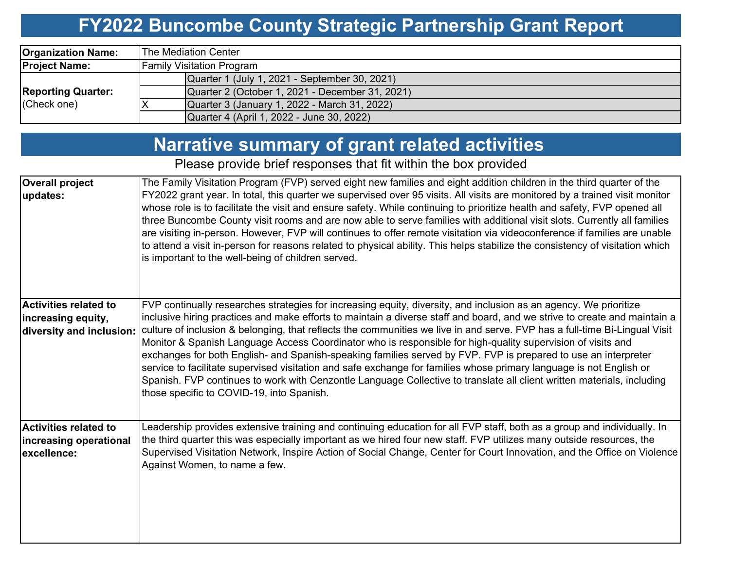# FY2022 Buncombe County Strategic Partnership Grant Report

| | | |
|---|---|---|
| **Organization Name:** | The Mediation Center | |
| **Project Name:** | Family Visitation Program | |
| **Reporting Quarter:** (Check one) | | Quarter 1 (July 1, 2021 - September 30, 2021) |
| | | Quarter 2 (October 1, 2021 - December 31, 2021) |
| | X | Quarter 3 (January 1, 2022 - March 31, 2022) |
| | | Quarter 4 (April 1, 2022 - June 30, 2022) |

## Narrative summary of grant related activities

Please provide brief responses that fit within the box provided

| | |
|---|---|
| **Overall project updates:** | The Family Visitation Program (FVP) served eight new families and eight addition children in the third quarter of the FY2022 grant year. In total, this quarter we supervised over 95 visits. All visits are monitored by a trained visit monitor whose role is to facilitate the visit and ensure safety. While continuing to prioritize health and safety, FVP opened all three Buncombe County visit rooms and are now able to serve families with additional visit slots. Currently all families are visiting in-person. However, FVP will continues to offer remote visitation via videoconference if families are unable to attend a visit in-person for reasons related to physical ability. This helps stabilize the consistency of visitation which is important to the well-being of children served. |
| **Activities related to increasing equity, diversity and inclusion:** | FVP continually researches strategies for increasing equity, diversity, and inclusion as an agency. We prioritize inclusive hiring practices and make efforts to maintain a diverse staff and board, and we strive to create and maintain a culture of inclusion & belonging, that reflects the communities we live in and serve. FVP has a full-time Bi-Lingual Visit Monitor & Spanish Language Access Coordinator who is responsible for high-quality supervision of visits and exchanges for both English- and Spanish-speaking families served by FVP. FVP is prepared to use an interpreter service to facilitate supervised visitation and safe exchange for families whose primary language is not English or Spanish. FVP continues to work with Cenzontle Language Collective to translate all client written materials, including those specific to COVID-19, into Spanish. |
| **Activities related to increasing operational excellence:** | Leadership provides extensive training and continuing education for all FVP staff, both as a group and individually. In the third quarter this was especially important as we hired four new staff. FVP utilizes many outside resources, the Supervised Visitation Network, Inspire Action of Social Change, Center for Court Innovation, and the Office on Violence Against Women, to name a few. |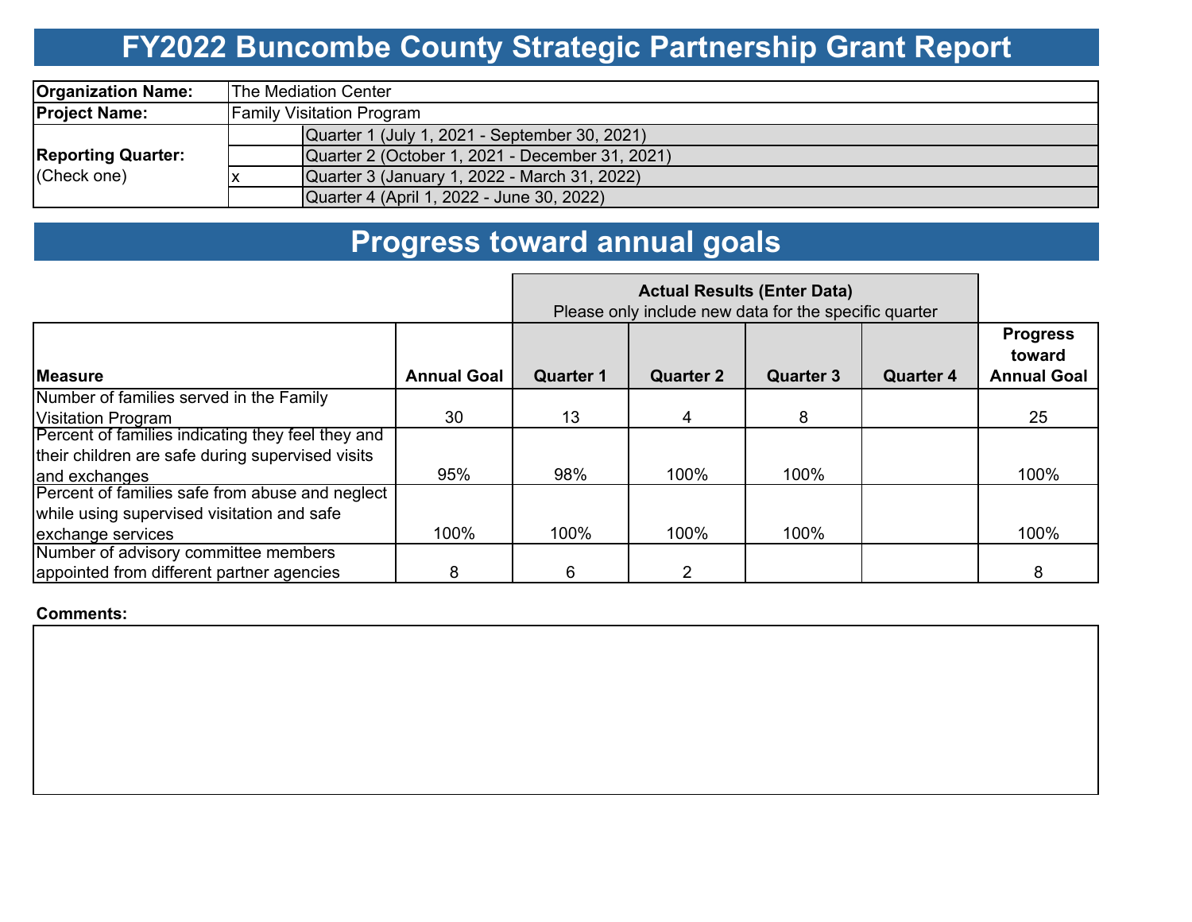# FY2022 Buncombe County Strategic Partnership Grant Report

| | | |
|---|---|---|
| **Organization Name:** | The Mediation Center | |
| **Project Name:** | Family Visitation Program | |
| **Reporting Quarter:** (Check one) | | Quarter 1 (July 1, 2021 - September 30, 2021) |
| | | Quarter 2 (October 1, 2021 - December 31, 2021) |
| | x | Quarter 3 (January 1, 2022 - March 31, 2022) |
| | | Quarter 4 (April 1, 2022 - June 30, 2022) |

# Progress toward annual goals

| | | **Actual Results (Enter Data)** Please only include new data for the specific quarter | | | | |
|---|---|---|---|---|---|---|
| **Measure** | **Annual Goal** | **Quarter 1** | **Quarter 2** | **Quarter 3** | **Quarter 4** | **Progress toward Annual Goal** |
| Number of families served in the Family Visitation Program | 30 | 13 | 4 | 8 | | 25 |
| Percent of families indicating they feel they and their children are safe during supervised visits and exchanges | 95% | 98% | 100% | 100% | | 100% |
| Percent of families safe from abuse and neglect while using supervised visitation and safe exchange services | 100% | 100% | 100% | 100% | | 100% |
| Number of advisory committee members appointed from different partner agencies | 8 | 6 | 2 | | | 8 |

**Comments:**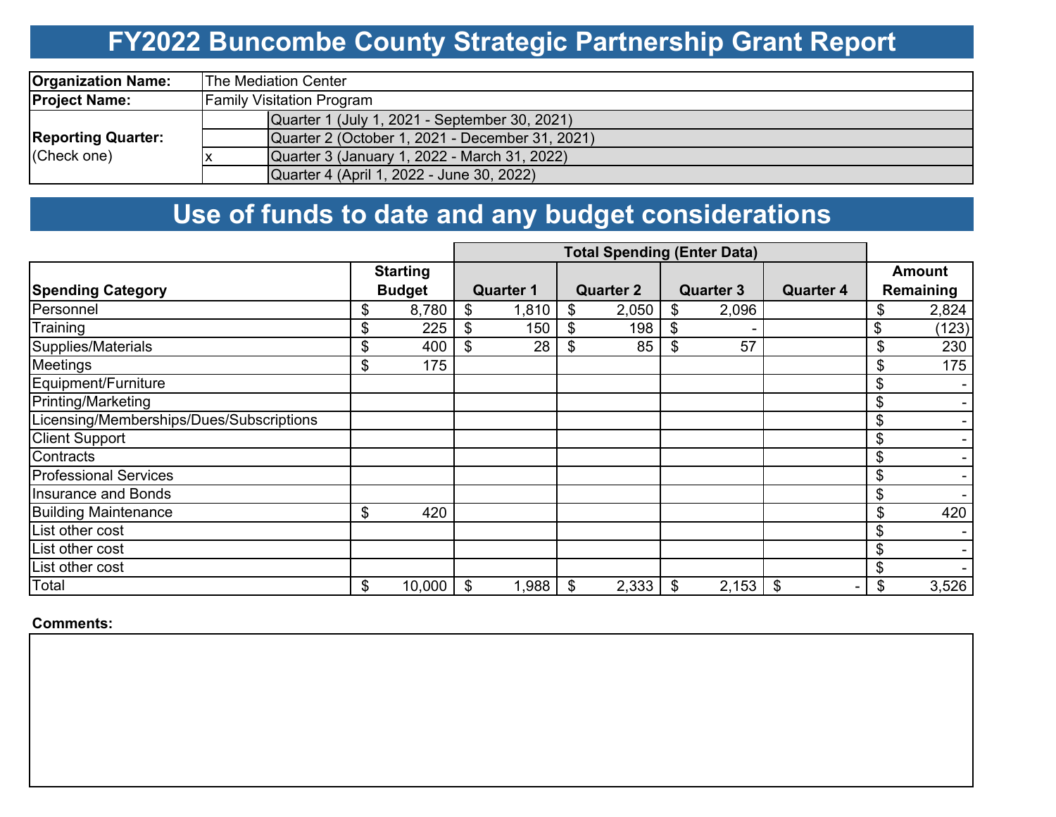# FY2022 Buncombe County Strategic Partnership Grant Report

| | | |
|---|---|---|
| **Organization Name:** | The Mediation Center | |
| **Project Name:** | Family Visitation Program | |
| **Reporting Quarter:** (Check one) | | Quarter 1 (July 1, 2021 - September 30, 2021) |
| | | Quarter 2 (October 1, 2021 - December 31, 2021) |
| | x | Quarter 3 (January 1, 2022 - March 31, 2022) |
| | | Quarter 4 (April 1, 2022 - June 30, 2022) |

## Use of funds to date and any budget considerations

| | | Total Spending (Enter Data) | | | | |
|---|---|---|---|---|---|---|
| **Spending Category** | **Starting Budget** | **Quarter 1** | **Quarter 2** | **Quarter 3** | **Quarter 4** | **Amount Remaining** |
| Personnel | $ 8,780 | $ 1,810 | $ 2,050 | $ 2,096 | | $ 2,824 |
| Training | $ 225 | $ 150 | $ 198 | $ - | | $ (123) |
| Supplies/Materials | $ 400 | $ 28 | $ 85 | $ 57 | | $ 230 |
| Meetings | $ 175 | | | | | $ 175 |
| Equipment/Furniture | | | | | | $ - |
| Printing/Marketing | | | | | | $ - |
| Licensing/Memberships/Dues/Subscriptions | | | | | | $ - |
| Client Support | | | | | | $ - |
| Contracts | | | | | | $ - |
| Professional Services | | | | | | $ - |
| Insurance and Bonds | | | | | | $ - |
| Building Maintenance | $ 420 | | | | | $ 420 |
| List other cost | | | | | | $ - |
| List other cost | | | | | | $ - |
| List other cost | | | | | | $ - |
| Total | $ 10,000 | $ 1,988 | $ 2,333 | $ 2,153 | $ - | $ 3,526 |

**Comments:**